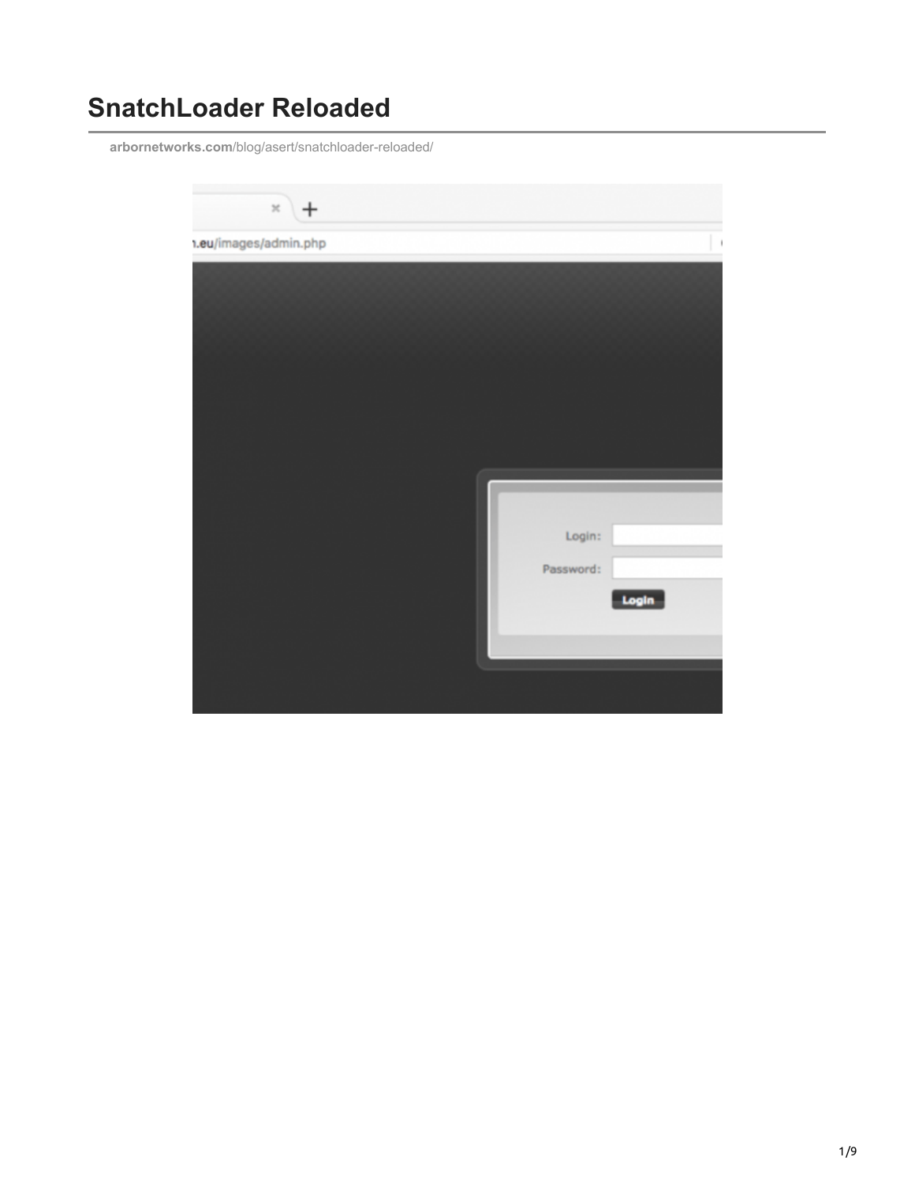# SnatchLoader Reloaded

arbornetworks.com/blog/asert/snatchloader-reloaded/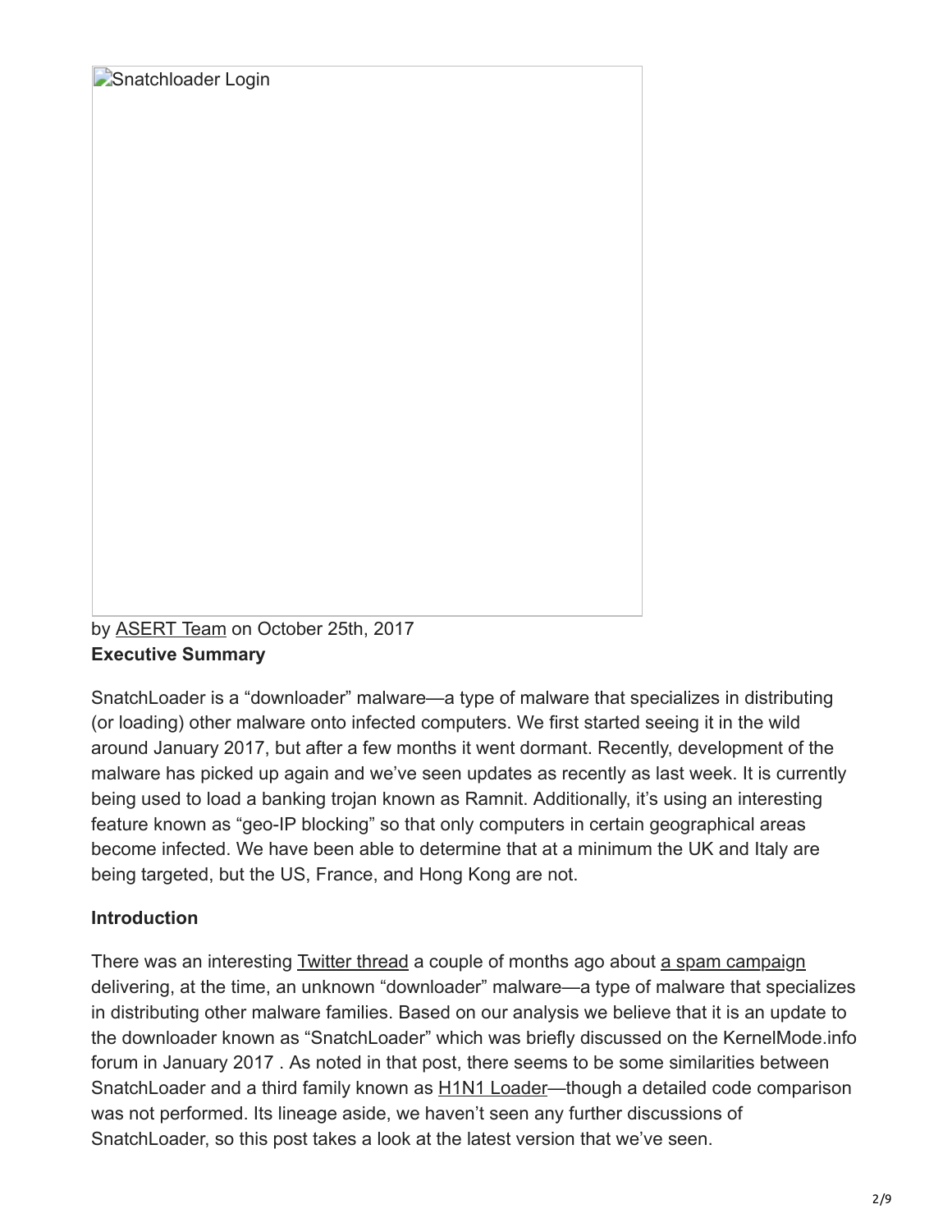Snatchloader Login

by ASERT Team on October 25th, 2017

**Executive Summary**

SnatchLoader is a "downloader" malware—a type of malware that specializes in distributing (or loading) other malware onto infected computers. We first started seeing it in the wild around January 2017, but after a few months it went dormant. Recently, development of the malware has picked up again and we've seen updates as recently as last week. It is currently being used to load a banking trojan known as Ramnit. Additionally, it's using an interesting feature known as "geo-IP blocking" so that only computers in certain geographical areas become infected. We have been able to determine that at a minimum the UK and Italy are being targeted, but the US, France, and Hong Kong are not.

**Introduction**

There was an interesting Twitter thread a couple of months ago about a spam campaign delivering, at the time, an unknown "downloader" malware—a type of malware that specializes in distributing other malware families. Based on our analysis we believe that it is an update to the downloader known as "SnatchLoader" which was briefly discussed on the KernelMode.info forum in January 2017 . As noted in that post, there seems to be some similarities between SnatchLoader and a third family known as H1N1 Loader—though a detailed code comparison was not performed. Its lineage aside, we haven't seen any further discussions of SnatchLoader, so this post takes a look at the latest version that we've seen.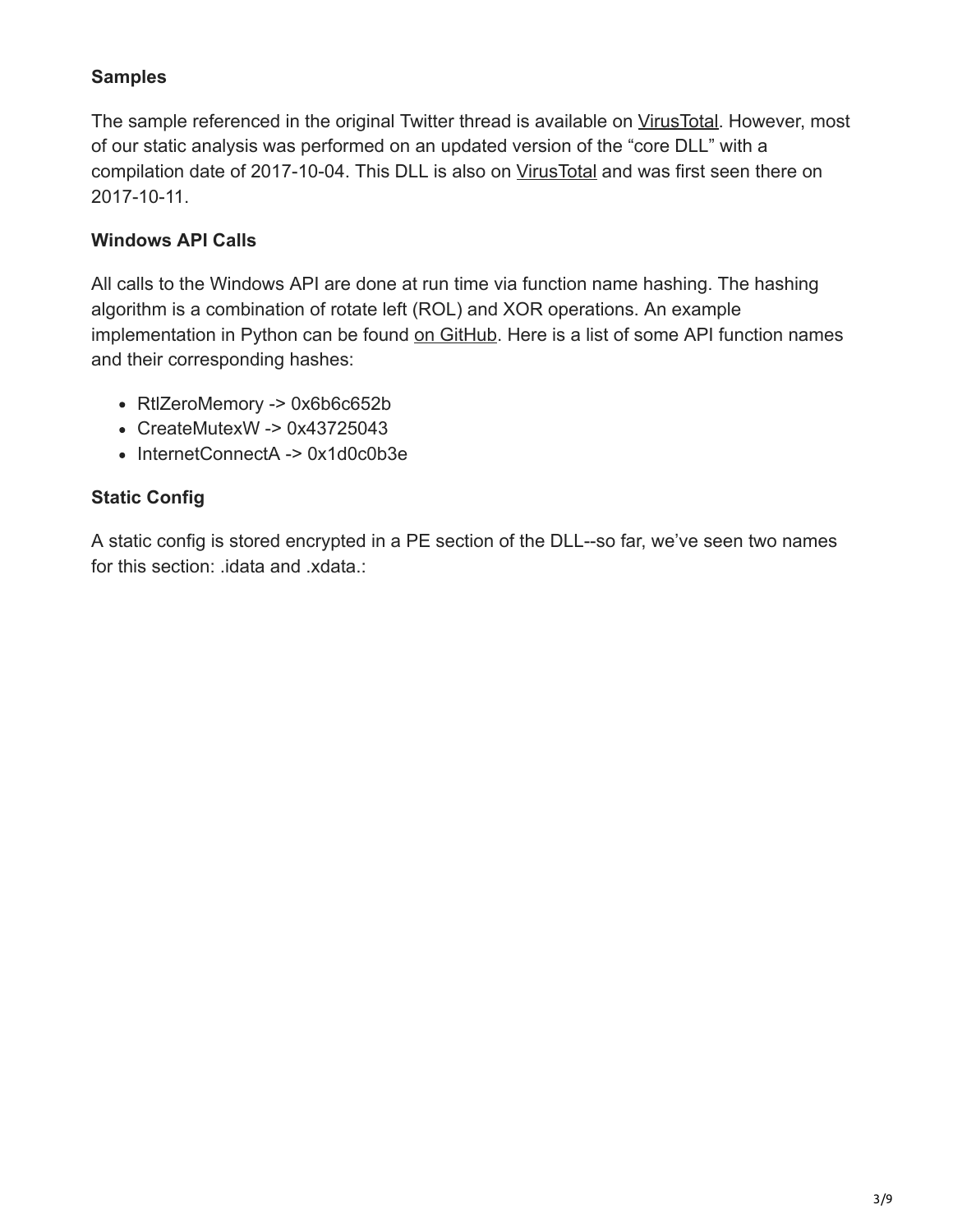### Samples

The sample referenced in the original Twitter thread is available on VirusTotal. However, most of our static analysis was performed on an updated version of the "core DLL" with a compilation date of 2017-10-04. This DLL is also on VirusTotal and was first seen there on 2017-10-11.

### Windows API Calls

All calls to the Windows API are done at run time via function name hashing. The hashing algorithm is a combination of rotate left (ROL) and XOR operations. An example implementation in Python can be found on GitHub. Here is a list of some API function names and their corresponding hashes:

- RtlZeroMemory -> 0x6b6c652b
- CreateMutexW -> 0x43725043
- InternetConnectA -> 0x1d0c0b3e

### Static Config

A static config is stored encrypted in a PE section of the DLL--so far, we've seen two names for this section: .idata and .xdata.: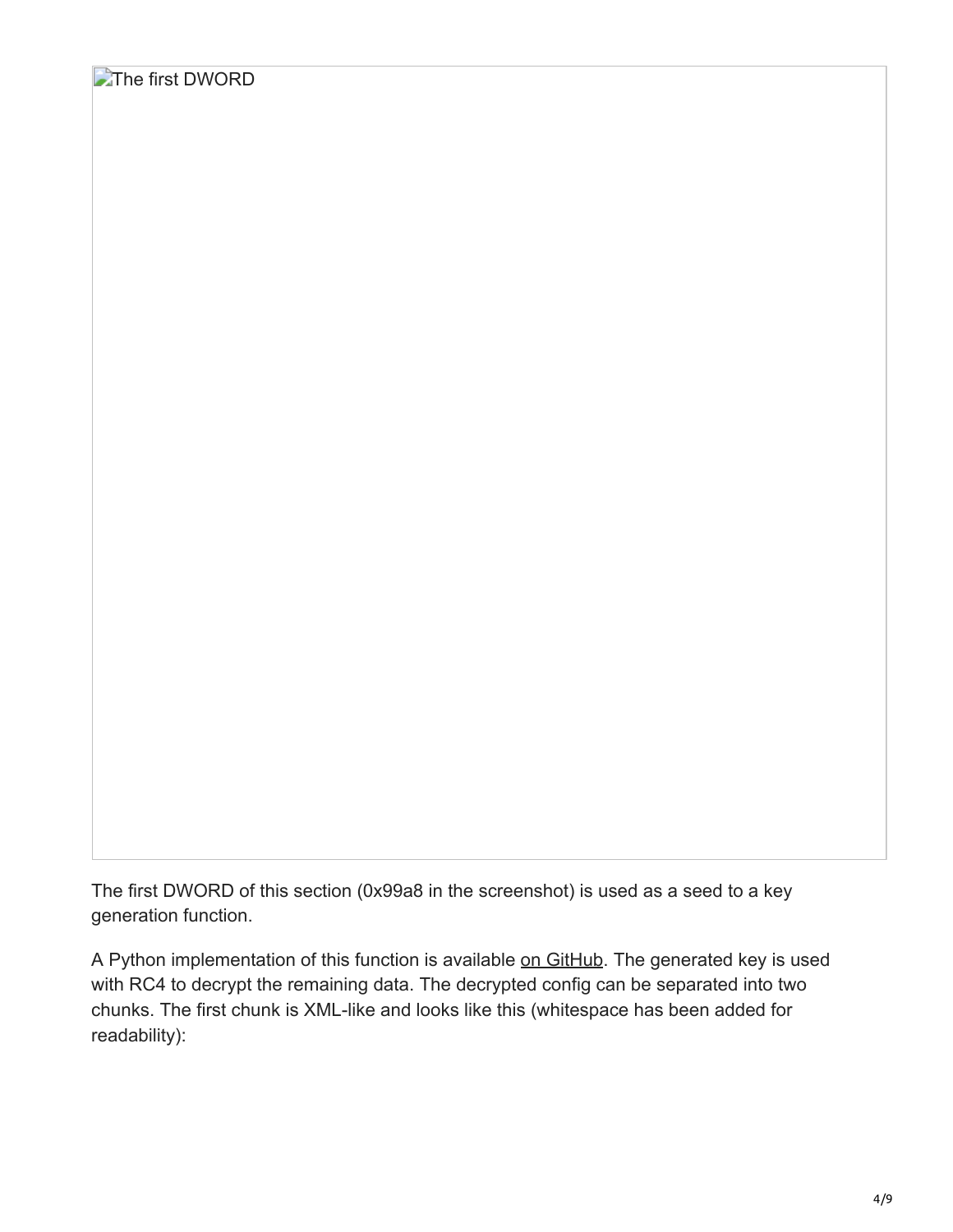The first DWORD of this section (0x99a8 in the screenshot) is used as a seed to a key generation function.

A Python implementation of this function is available on GitHub. The generated key is used with RC4 to decrypt the remaining data. The decrypted config can be separated into two chunks. The first chunk is XML-like and looks like this (whitespace has been added for readability):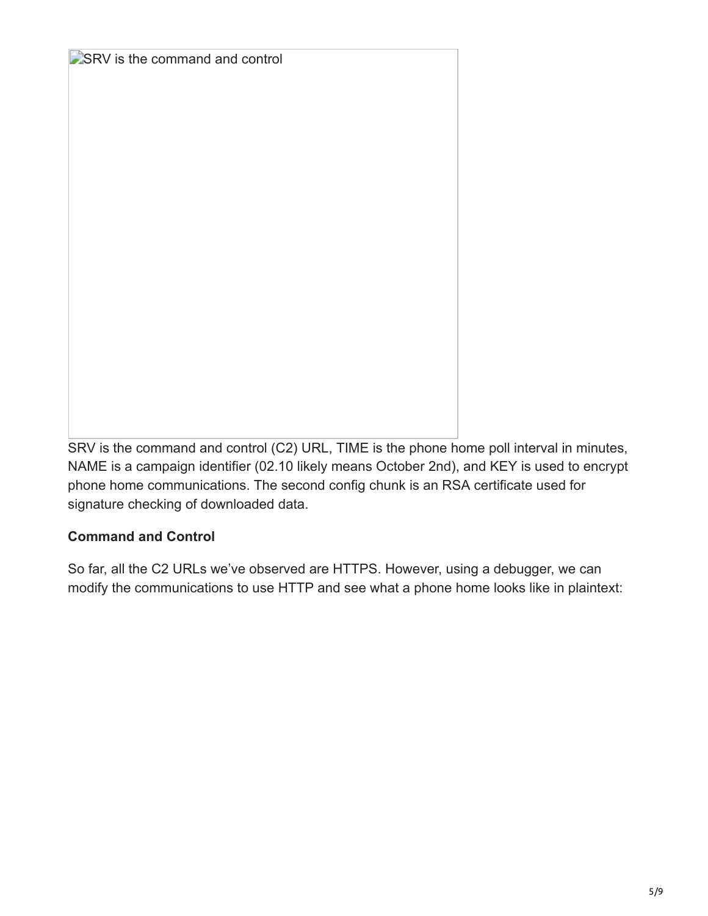SRV is the command and control

SRV is the command and control (C2) URL, TIME is the phone home poll interval in minutes, NAME is a campaign identifier (02.10 likely means October 2nd), and KEY is used to encrypt phone home communications. The second config chunk is an RSA certificate used for signature checking of downloaded data.

**Command and Control**

So far, all the C2 URLs we've observed are HTTPS. However, using a debugger, we can modify the communications to use HTTP and see what a phone home looks like in plaintext: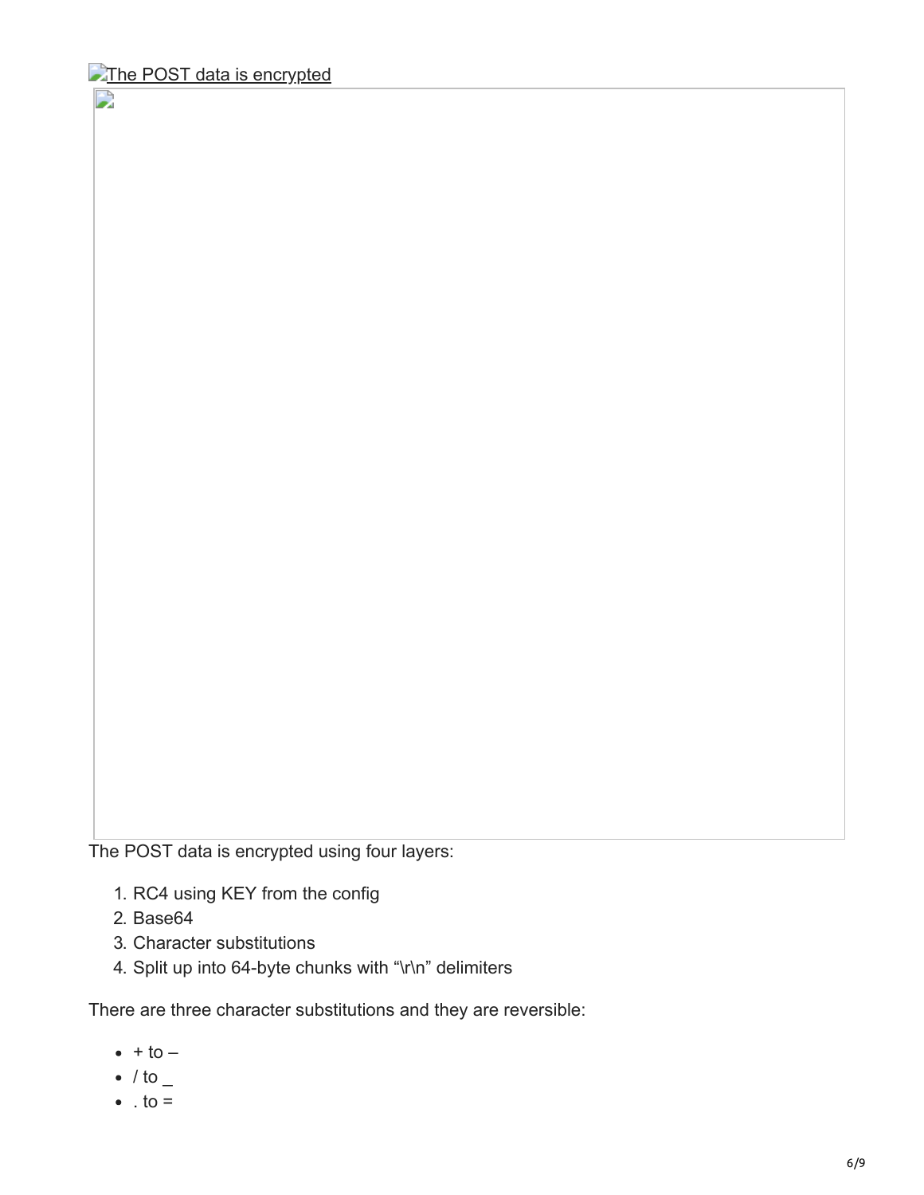The POST data is encrypted

The POST data is encrypted using four layers:

1. RC4 using KEY from the config
2. Base64
3. Character substitutions
4. Split up into 64-byte chunks with "\r\n" delimiters

There are three character substitutions and they are reversible:

- + to –
- / to _
- . to =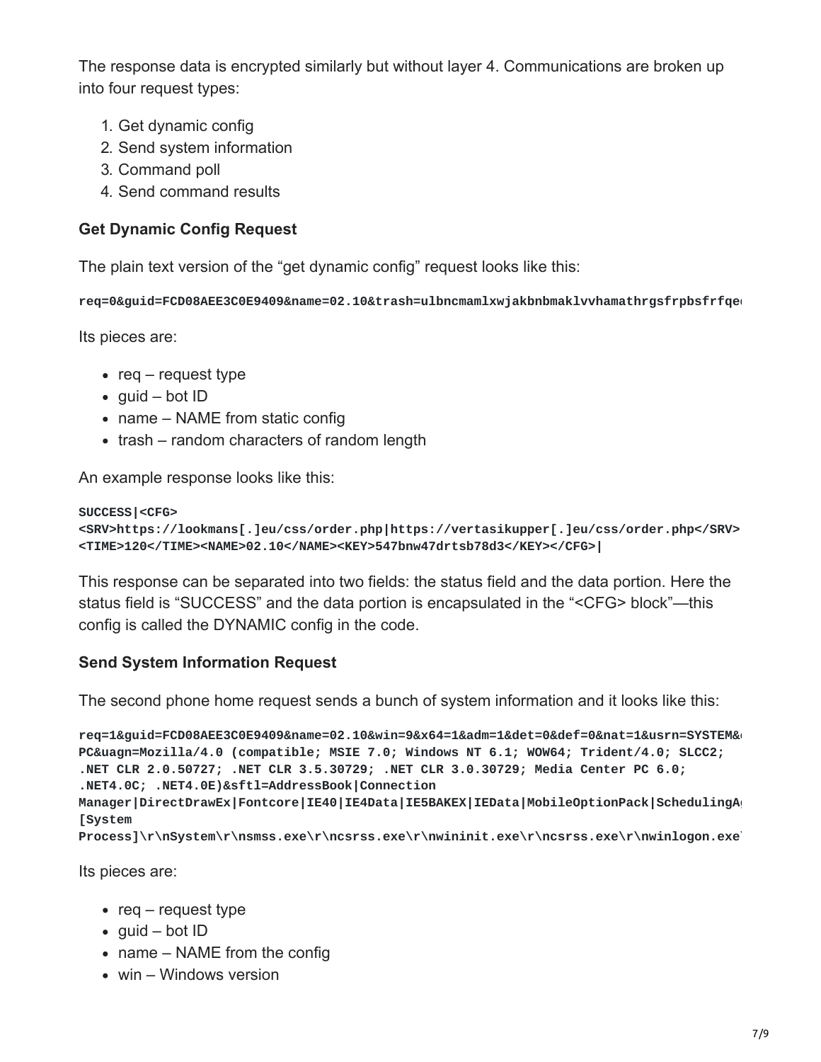The response data is encrypted similarly but without layer 4. Communications are broken up into four request types:

1. Get dynamic config
2. Send system information
3. Command poll
4. Send command results

### Get Dynamic Config Request

The plain text version of the "get dynamic config" request looks like this:

```
req=0&guid=FCD08AEE3C0E9409&name=02.10&trash=ulbncmamlxwjakbnbmaklvvhamathrgsfrpbsfrfqe
```

Its pieces are:

- req – request type
- guid – bot ID
- name – NAME from static config
- trash – random characters of random length

An example response looks like this:

```
SUCCESS|<CFG>
<SRV>https://lookmans[.]eu/css/order.php|https://vertasikupper[.]eu/css/order.php</SRV>
<TIME>120</TIME><NAME>02.10</NAME><KEY>547bnw47drtsb78d3</KEY></CFG>|
```

This response can be separated into two fields: the status field and the data portion. Here the status field is "SUCCESS" and the data portion is encapsulated in the "<CFG> block"—this config is called the DYNAMIC config in the code.

### Send System Information Request

The second phone home request sends a bunch of system information and it looks like this:

```
req=1&guid=FCD08AEE3C0E9409&name=02.10&win=9&x64=1&adm=1&det=0&def=0&nat=1&usrn=SYSTEM&
PC&uagn=Mozilla/4.0 (compatible; MSIE 7.0; Windows NT 6.1; WOW64; Trident/4.0; SLCC2;
.NET CLR 2.0.50727; .NET CLR 3.5.30729; .NET CLR 3.0.30729; Media Center PC 6.0;
.NET4.0C; .NET4.0E)&sftl=AddressBook|Connection
Manager|DirectDrawEx|Fontcore|IE40|IE4Data|IE5BAKEX|IEData|MobileOptionPack|SchedulingA
[System
Process]\r\nSystem\r\nsmss.exe\r\ncsrss.exe\r\nwininit.exe\r\ncsrss.exe\r\nwinlogon.exe
```

Its pieces are:

- req – request type
- guid – bot ID
- name – NAME from the config
- win – Windows version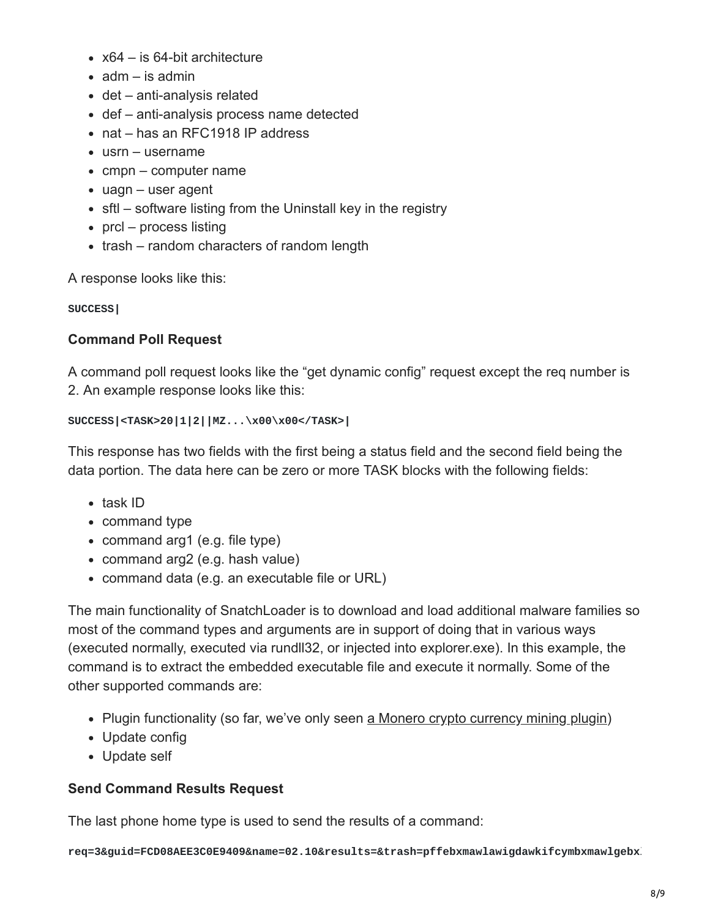- x64 – is 64-bit architecture
- adm – is admin
- det – anti-analysis related
- def – anti-analysis process name detected
- nat – has an RFC1918 IP address
- usrn – username
- cmpn – computer name
- uagn – user agent
- sftl – software listing from the Uninstall key in the registry
- prcl – process listing
- trash – random characters of random length

A response looks like this:

```
SUCCESS|
```

**Command Poll Request**

A command poll request looks like the "get dynamic config" request except the req number is 2. An example response looks like this:

```
SUCCESS|<TASK>20|1|2||MZ...\x00\x00</TASK>|
```

This response has two fields with the first being a status field and the second field being the data portion. The data here can be zero or more TASK blocks with the following fields:

- task ID
- command type
- command arg1 (e.g. file type)
- command arg2 (e.g. hash value)
- command data (e.g. an executable file or URL)

The main functionality of SnatchLoader is to download and load additional malware families so most of the command types and arguments are in support of doing that in various ways (executed normally, executed via rundll32, or injected into explorer.exe). In this example, the command is to extract the embedded executable file and execute it normally. Some of the other supported commands are:

- Plugin functionality (so far, we've only seen a Monero crypto currency mining plugin)
- Update config
- Update self

**Send Command Results Request**

The last phone home type is used to send the results of a command:

```
req=3&guid=FCD08AEE3C0E9409&name=02.10&results=&trash=pffebxmawlawigdawkifcymbxmawlgebx
```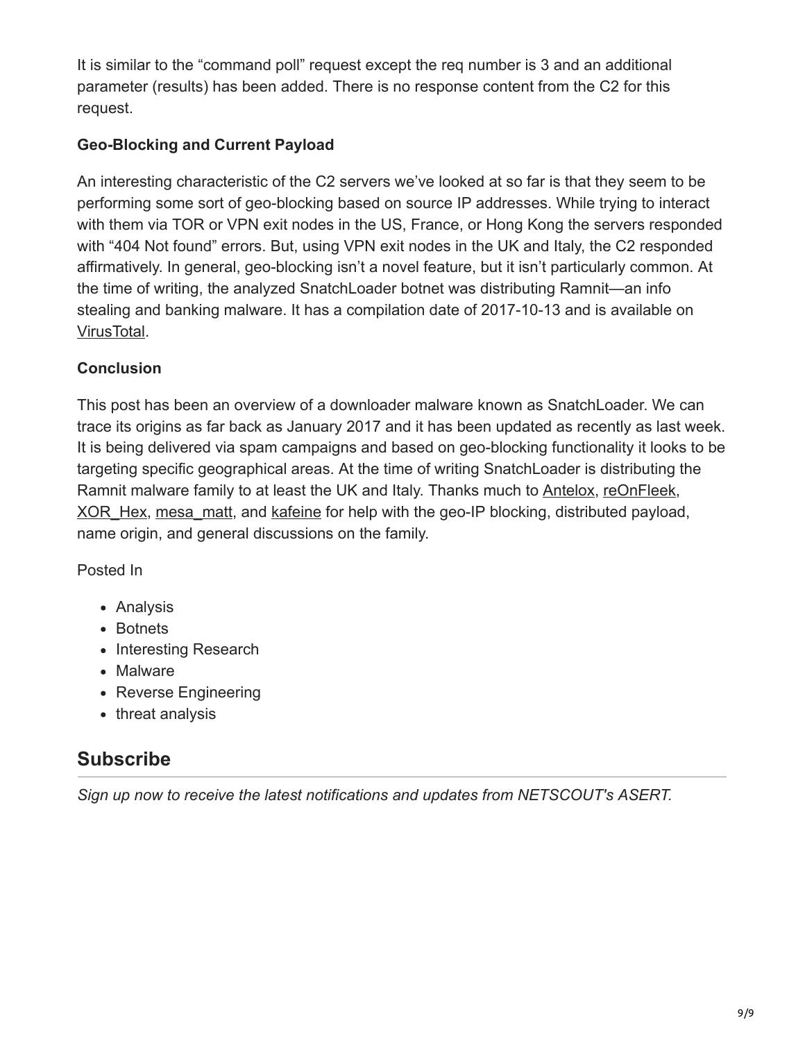It is similar to the "command poll" request except the req number is 3 and an additional parameter (results) has been added. There is no response content from the C2 for this request.

**Geo-Blocking and Current Payload**

An interesting characteristic of the C2 servers we've looked at so far is that they seem to be performing some sort of geo-blocking based on source IP addresses. While trying to interact with them via TOR or VPN exit nodes in the US, France, or Hong Kong the servers responded with "404 Not found" errors. But, using VPN exit nodes in the UK and Italy, the C2 responded affirmatively. In general, geo-blocking isn't a novel feature, but it isn't particularly common. At the time of writing, the analyzed SnatchLoader botnet was distributing Ramnit—an info stealing and banking malware. It has a compilation date of 2017-10-13 and is available on VirusTotal.

**Conclusion**

This post has been an overview of a downloader malware known as SnatchLoader. We can trace its origins as far back as January 2017 and it has been updated as recently as last week. It is being delivered via spam campaigns and based on geo-blocking functionality it looks to be targeting specific geographical areas. At the time of writing SnatchLoader is distributing the Ramnit malware family to at least the UK and Italy. Thanks much to Antelox, reOnFleek, XOR_Hex, mesa_matt, and kafeine for help with the geo-IP blocking, distributed payload, name origin, and general discussions on the family.

Posted In

- Analysis
- Botnets
- Interesting Research
- Malware
- Reverse Engineering
- threat analysis

## Subscribe

*Sign up now to receive the latest notifications and updates from NETSCOUT's ASERT.*